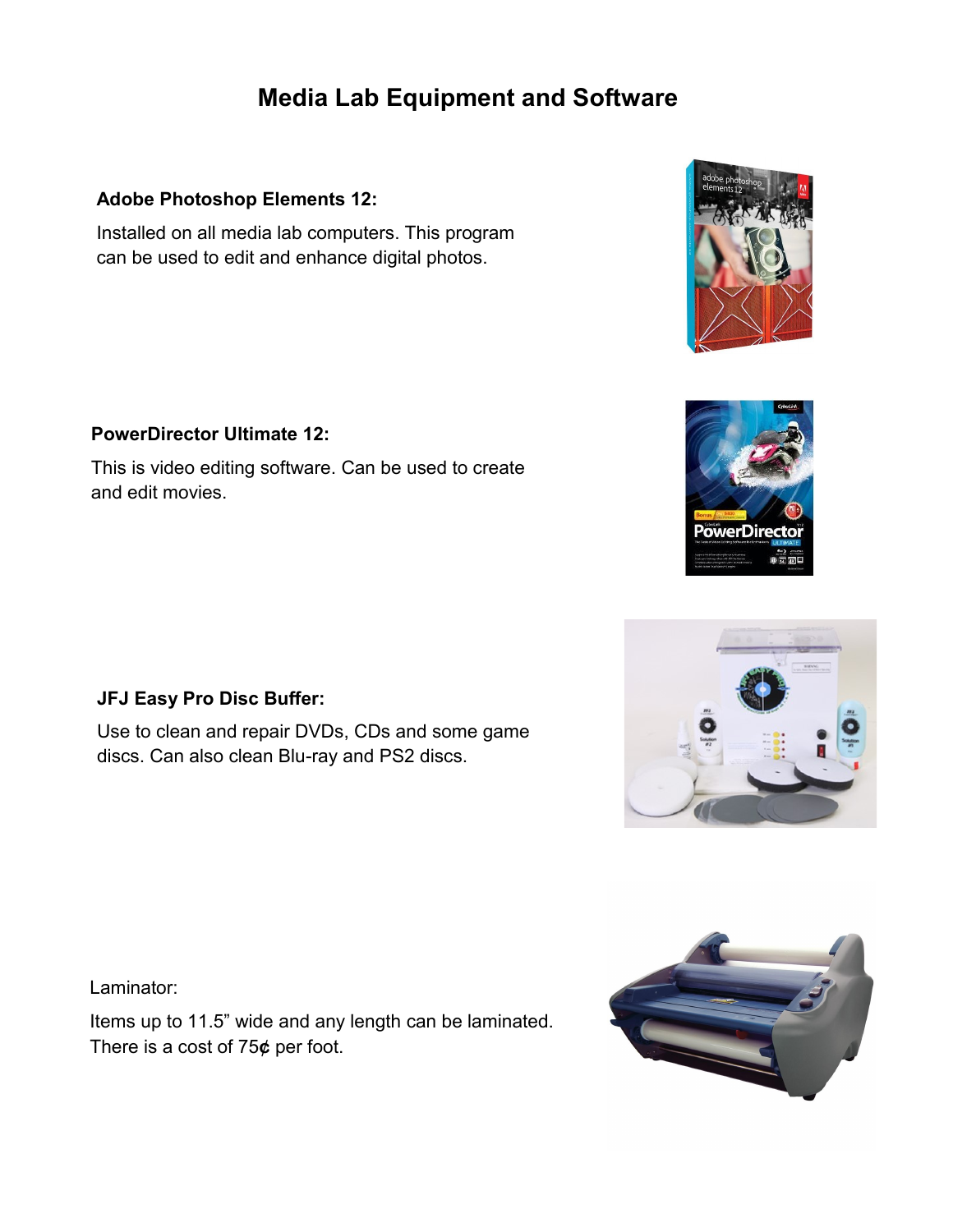# Media Lab Equipment and Software

**Adobe Photoshop Elements 12:**

Installed on all media lab computers. This program can be used to edit and enhance digital photos.

**PowerDirector Ultimate 12:**

This is video editing software. Can be used to create and edit movies.

**JFJ Easy Pro Disc Buffer:**

Use to clean and repair DVDs, CDs and some game discs. Can also clean Blu-ray and PS2 discs.

Laminator:

Items up to 11.5" wide and any length can be laminated. There is a cost of 75¢ per foot.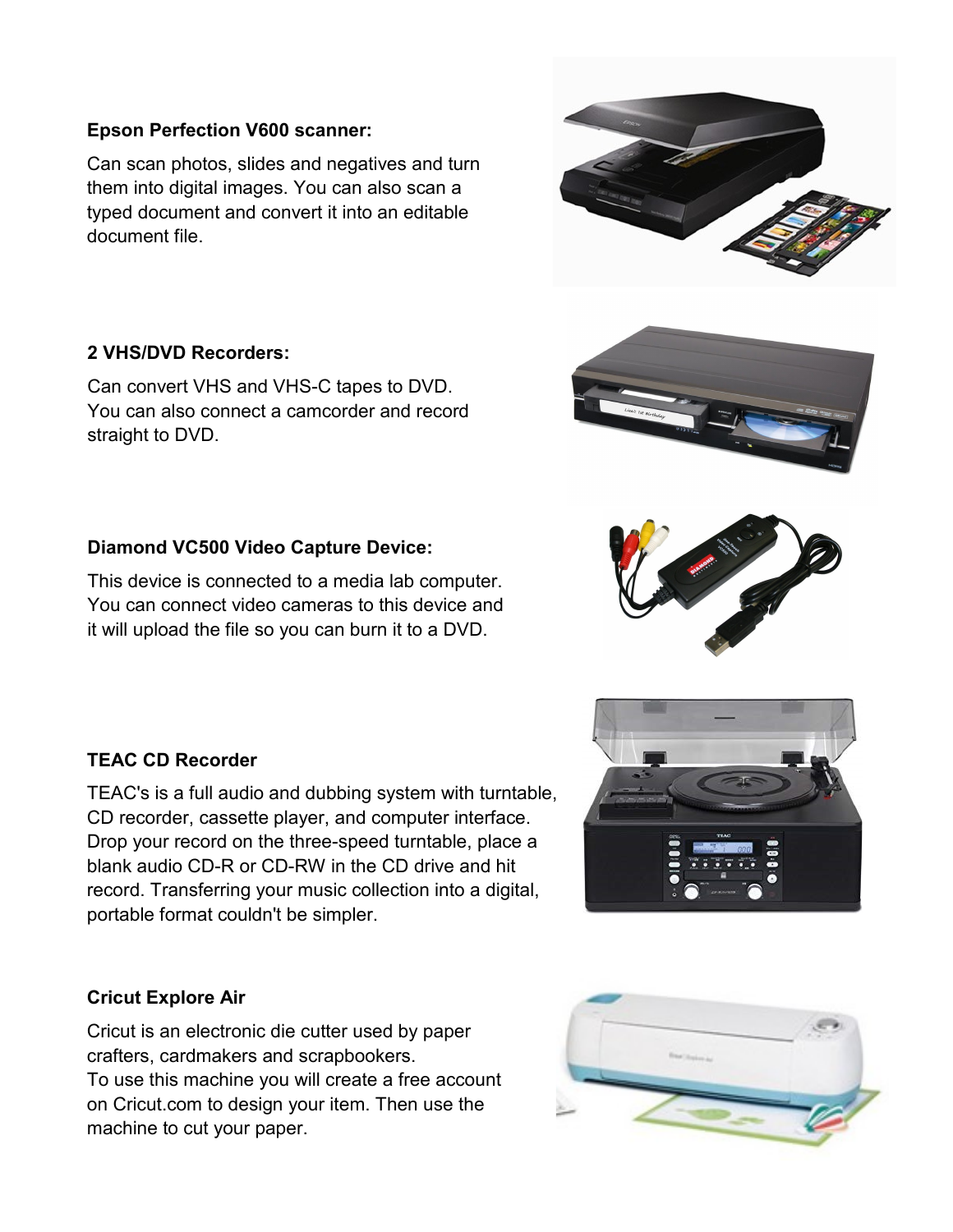**Epson Perfection V600 scanner:**

Can scan photos, slides and negatives and turn them into digital images. You can also scan a typed document and convert it into an editable document file.

**2 VHS/DVD Recorders:**

Can convert VHS and VHS-C tapes to DVD. You can also connect a camcorder and record straight to DVD.

**Diamond VC500 Video Capture Device:**

This device is connected to a media lab computer. You can connect video cameras to this device and it will upload the file so you can burn it to a DVD.

**TEAC CD Recorder**

TEAC's is a full audio and dubbing system with turntable, CD recorder, cassette player, and computer interface. Drop your record on the three-speed turntable, place a blank audio CD-R or CD-RW in the CD drive and hit record. Transferring your music collection into a digital, portable format couldn't be simpler.

**Cricut Explore Air**

Cricut is an electronic die cutter used by paper crafters, cardmakers and scrapbookers.
To use this machine you will create a free account on Cricut.com to design your item. Then use the machine to cut your paper.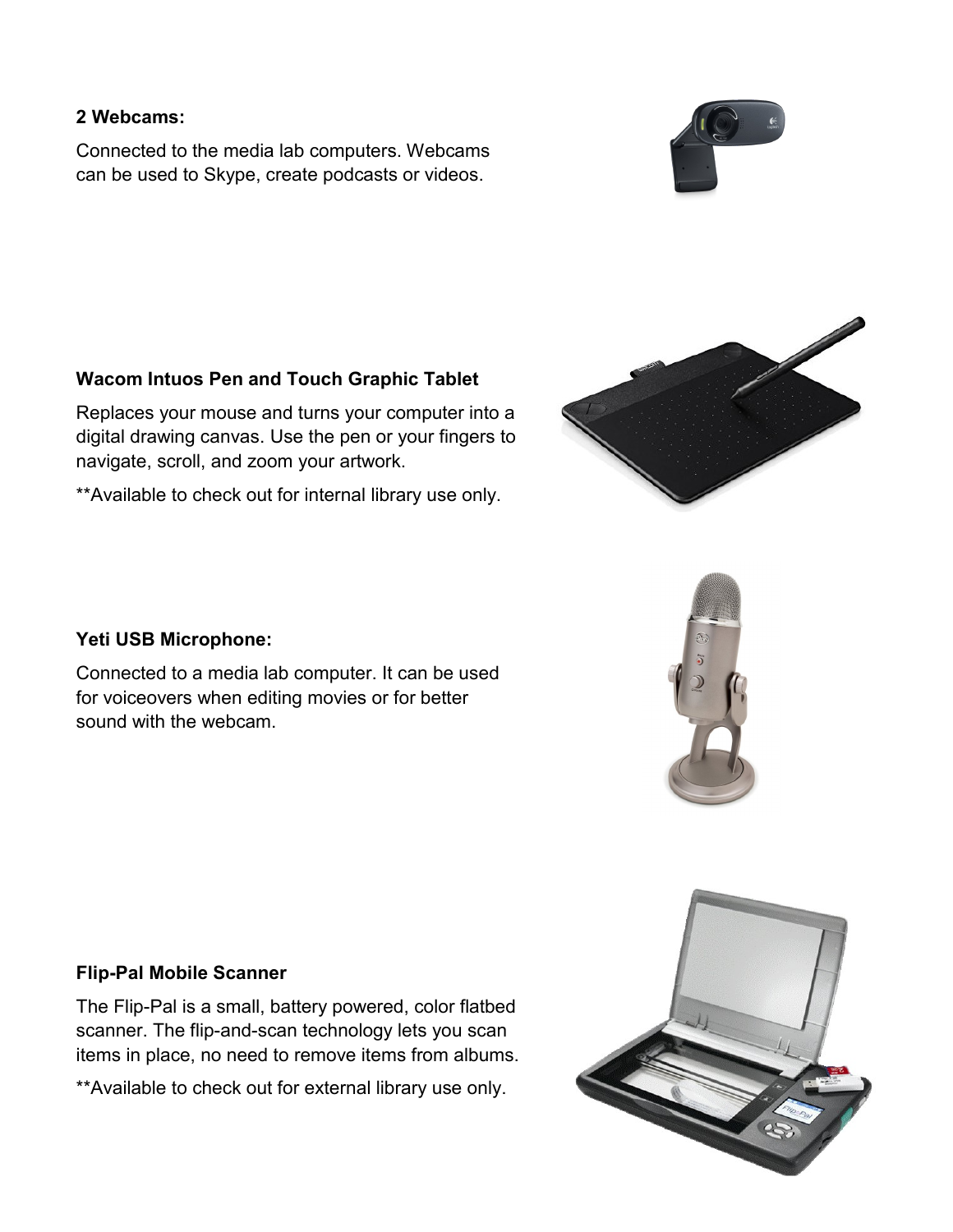**2 Webcams:**

Connected to the media lab computers. Webcams can be used to Skype, create podcasts or videos.

**Wacom Intuos Pen and Touch Graphic Tablet**

Replaces your mouse and turns your computer into a digital drawing canvas. Use the pen or your fingers to navigate, scroll, and zoom your artwork.

**Available to check out for internal library use only.

**Yeti USB Microphone:**

Connected to a media lab computer. It can be used for voiceovers when editing movies or for better sound with the webcam.

**Flip-Pal Mobile Scanner**

The Flip-Pal is a small, battery powered, color flatbed scanner. The flip-and-scan technology lets you scan items in place, no need to remove items from albums.

**Available to check out for external library use only.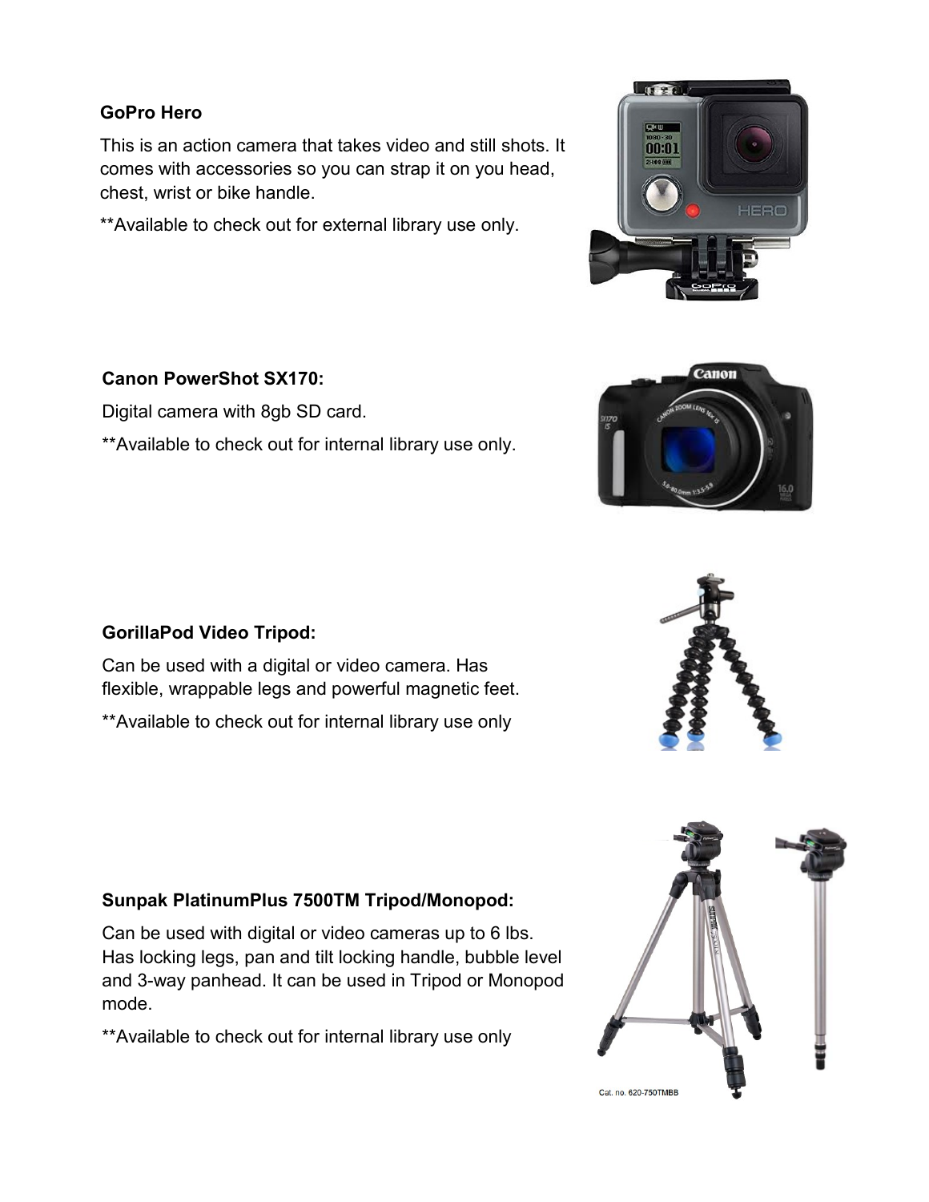**GoPro Hero**

This is an action camera that takes video and still shots. It comes with accessories so you can strap it on you head, chest, wrist or bike handle.

**Available to check out for external library use only.

**Canon PowerShot SX170:**

Digital camera with 8gb SD card.

**Available to check out for internal library use only.

**GorillaPod Video Tripod:**

Can be used with a digital or video camera. Has flexible, wrappable legs and powerful magnetic feet.

**Available to check out for internal library use only

**Sunpak PlatinumPlus 7500TM Tripod/Monopod:**

Can be used with digital or video cameras up to 6 lbs. Has locking legs, pan and tilt locking handle, bubble level and 3-way panhead. It can be used in Tripod or Monopod mode.

**Available to check out for internal library use only

Cat. no. 620-750TMBB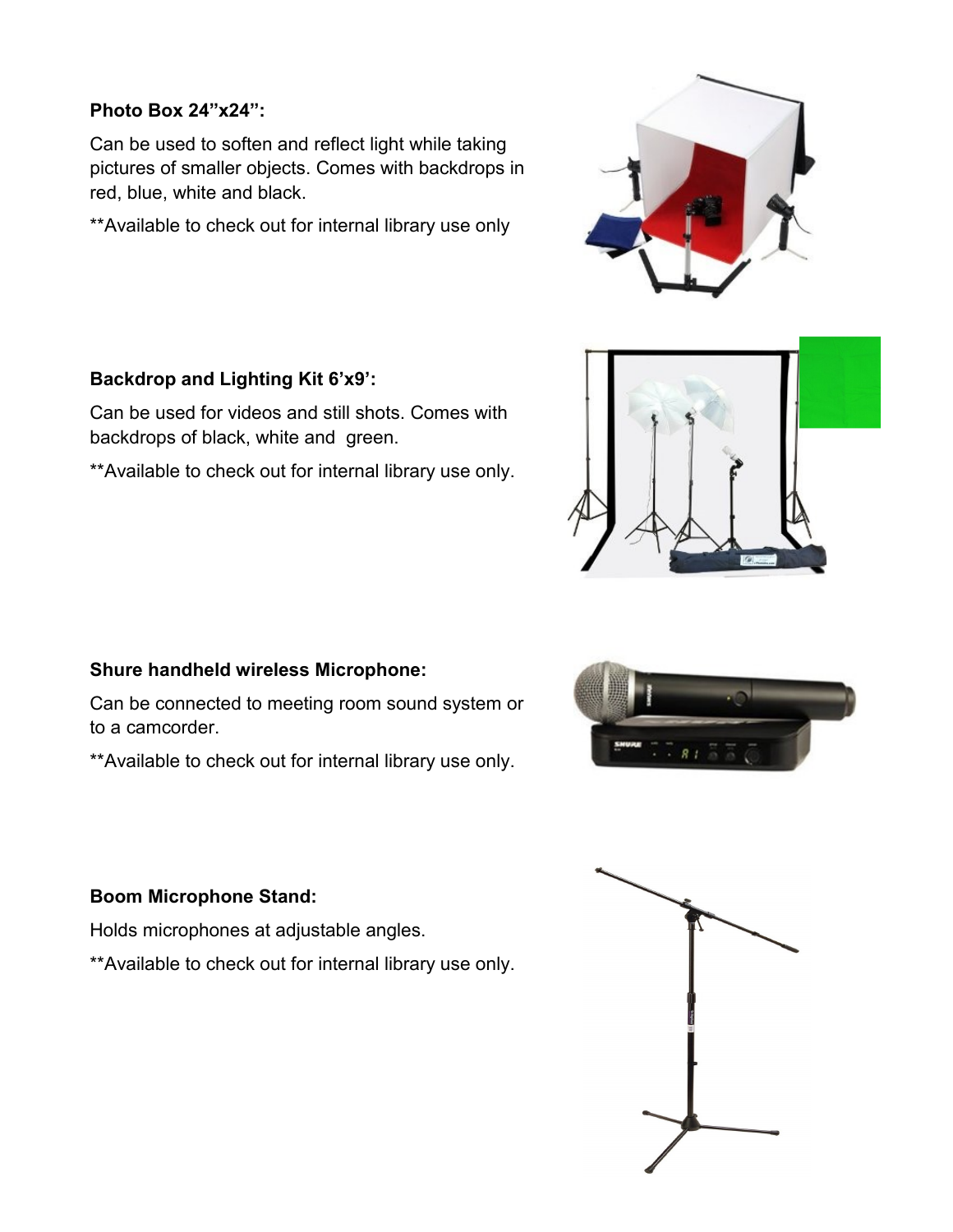**Photo Box 24”x24”:**

Can be used to soften and reflect light while taking pictures of smaller objects. Comes with backdrops in red, blue, white and black.

**Available to check out for internal library use only

**Backdrop and Lighting Kit 6’x9’:**

Can be used for videos and still shots. Comes with backdrops of black, white and  green.

**Available to check out for internal library use only.

**Shure handheld wireless Microphone:**

Can be connected to meeting room sound system or to a camcorder.

**Available to check out for internal library use only.

**Boom Microphone Stand:**

Holds microphones at adjustable angles.

**Available to check out for internal library use only.